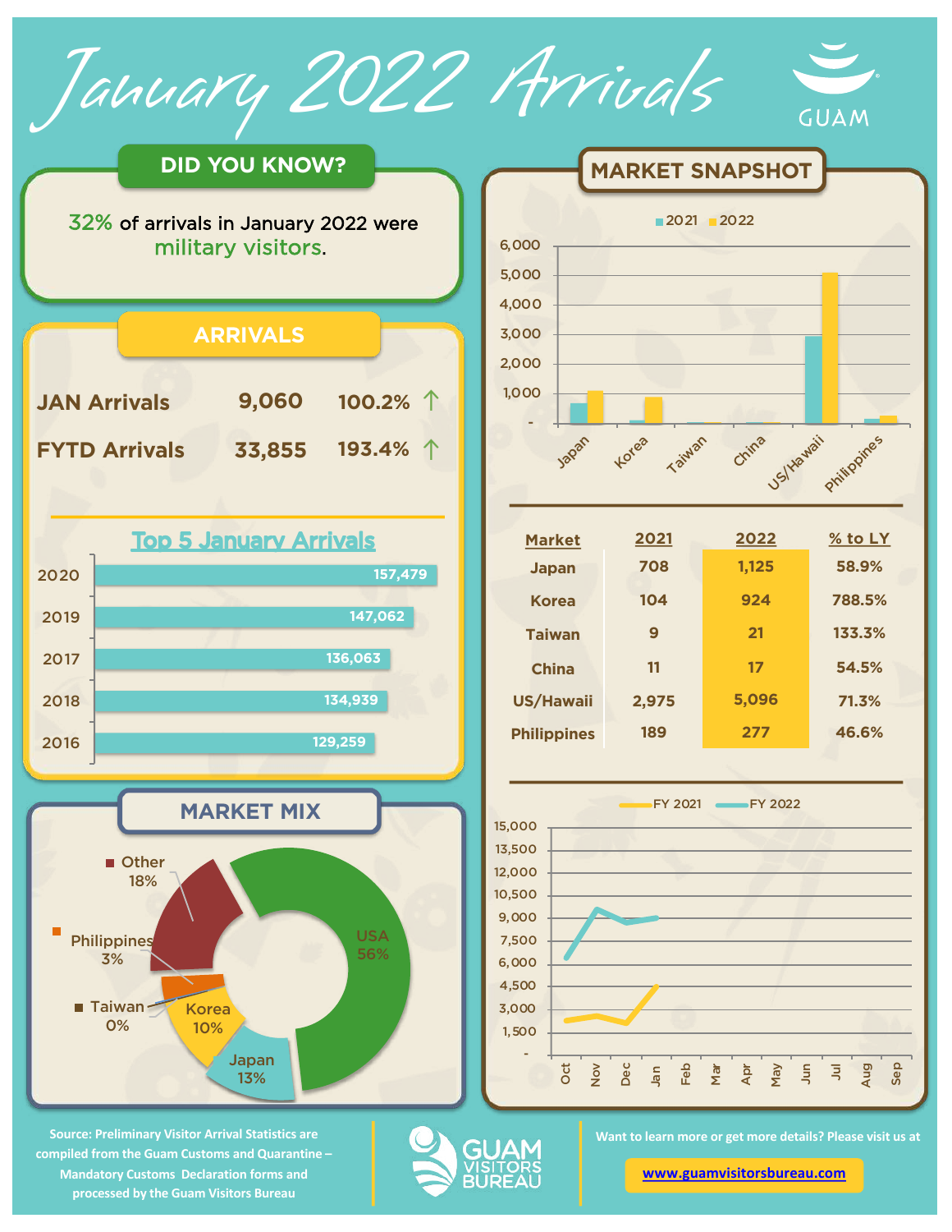# January 2022 Arrivals

GUAM

## DID YOU KNOW?

32% of arrivals in January 2022 were military visitors.

## ARRIVALS

| | | |
|---|---|---|
| JAN Arrivals | 9,060 | 100.2% ↑ |
| FYTD Arrivals | 33,855 | 193.4% ↑ |

### Top 5 January Arrivals

| Year | Arrivals |
|---|---|
| 2020 | 157,479 |
| 2019 | 147,062 |
| 2017 | 136,063 |
| 2018 | 134,939 |
| 2016 | 129,259 |

## MARKET MIX

| Market | Share |
|---|---|
| USA | 56% |
| Japan | 13% |
| Korea | 10% |
| Taiwan | 0% |
| Philippines | 3% |
| Other | 18% |

## MARKET SNAPSHOT

| Market | 2021 | 2022 | % to LY |
|---|---|---|---|
| Japan | 708 | 1,125 | 58.9% |
| Korea | 104 | 924 | 788.5% |
| Taiwan | 9 | 21 | 133.3% |
| China | 11 | 17 | 54.5% |
| US/Hawaii | 2,975 | 5,096 | 71.3% |
| Philippines | 189 | 277 | 46.6% |

Source: Preliminary Visitor Arrival Statistics are compiled from the Guam Customs and Quarantine – Mandatory Customs Declaration forms and processed by the Guam Visitors Bureau

GUAM VISITORS BUREAU

Want to learn more or get more details? Please visit us at

www.guamvisitorsbureau.com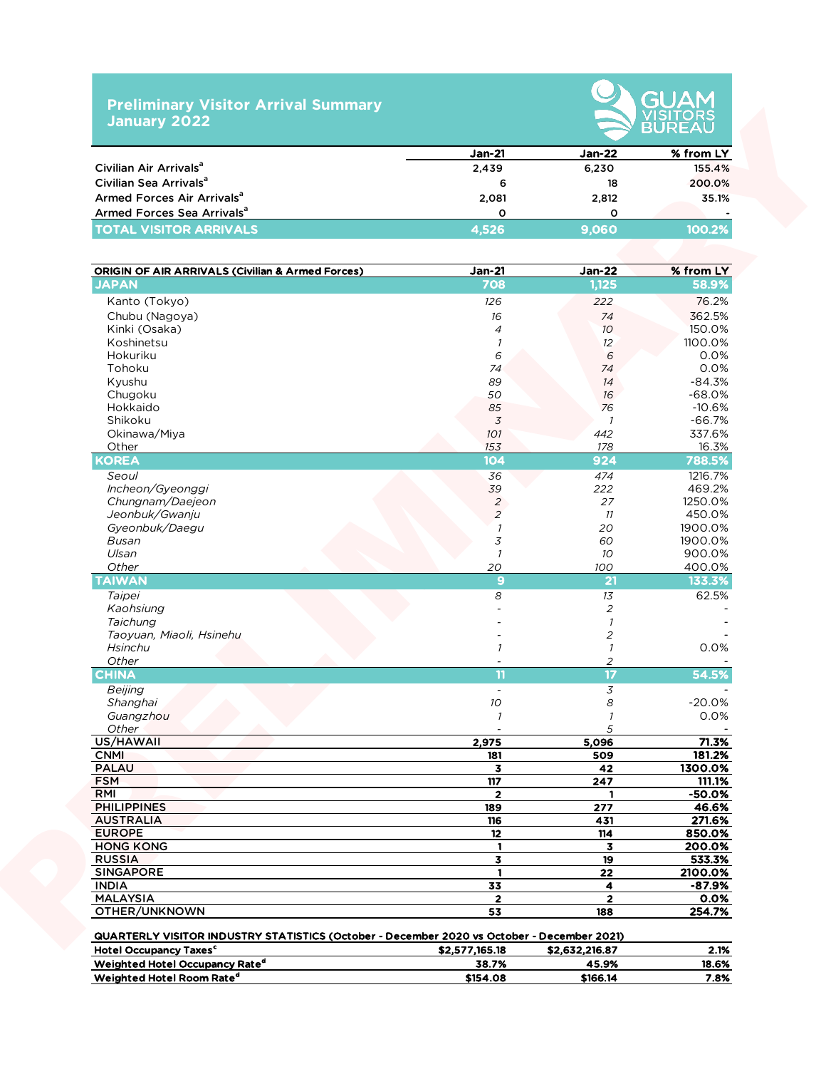# Preliminary Visitor Arrival Summary
## January 2022

GUAM VISITORS BUREAU

| | Jan-21 | Jan-22 | % from LY |
|---|---|---|---|
| Civilian Air Arrivals[a] | 2,439 | 6,230 | 155.4% |
| Civilian Sea Arrivals[a] | 6 | 18 | 200.0% |
| Armed Forces Air Arrivals[a] | 2,081 | 2,812 | 35.1% |
| Armed Forces Sea Arrivals[a] | 0 | 0 | - |
| **TOTAL VISITOR ARRIVALS** | **4,526** | **9,060** | **100.2%** |

| ORIGIN OF AIR ARRIVALS (Civilian & Armed Forces) | Jan-21 | Jan-22 | % from LY |
|---|---|---|---|
| **JAPAN** | **708** | **1,125** | **58.9%** |
| Kanto (Tokyo) | *126* | *222* | 76.2% |
| Chubu (Nagoya) | *16* | *74* | 362.5% |
| Kinki (Osaka) | *4* | *10* | 150.0% |
| Koshinetsu | *1* | *12* | 1100.0% |
| Hokuriku | *6* | *6* | 0.0% |
| Tohoku | *74* | *74* | 0.0% |
| Kyushu | *89* | *14* | -84.3% |
| Chugoku | *50* | *16* | -68.0% |
| Hokkaido | *85* | *76* | -10.6% |
| Shikoku | *3* | *1* | -66.7% |
| Okinawa/Miya | *101* | *442* | 337.6% |
| Other | *153* | *178* | 16.3% |
| **KOREA** | **104** | **924** | **788.5%** |
| *Seoul* | *36* | *474* | 1216.7% |
| *Incheon/Gyeonggi* | *39* | *222* | 469.2% |
| *Chungnam/Daejeon* | *2* | *27* | 1250.0% |
| *Jeonbuk/Gwanju* | *2* | *11* | 450.0% |
| *Gyeonbuk/Daegu* | *1* | *20* | 1900.0% |
| *Busan* | *3* | *60* | 1900.0% |
| *Ulsan* | *1* | *10* | 900.0% |
| *Other* | *20* | *100* | 400.0% |
| **TAIWAN** | **9** | **21** | **133.3%** |
| *Taipei* | *8* | *13* | 62.5% |
| *Kaohsiung* | - | *2* | - |
| *Taichung* | - | *1* | - |
| *Taoyuan, Miaoli, Hsinehu* | - | *2* | - |
| *Hsinchu* | *1* | *1* | 0.0% |
| *Other* | - | *2* | - |
| **CHINA** | **11** | **17** | **54.5%** |
| *Beijing* | - | *3* | - |
| *Shanghai* | *10* | *8* | -20.0% |
| *Guangzhou* | *1* | *1* | 0.0% |
| *Other* | - | *5* | - |
| **US/HAWAII** | **2,975** | **5,096** | **71.3%** |
| **CNMI** | **181** | **509** | **181.2%** |
| **PALAU** | **3** | **42** | **1300.0%** |
| **FSM** | **117** | **247** | **111.1%** |
| **RMI** | **2** | **1** | **-50.0%** |
| **PHILIPPINES** | **189** | **277** | **46.6%** |
| **AUSTRALIA** | **116** | **431** | **271.6%** |
| **EUROPE** | **12** | **114** | **850.0%** |
| **HONG KONG** | **1** | **3** | **200.0%** |
| **RUSSIA** | **3** | **19** | **533.3%** |
| **SINGAPORE** | **1** | **22** | **2100.0%** |
| **INDIA** | **33** | **4** | **-87.9%** |
| **MALAYSIA** | **2** | **2** | **0.0%** |
| **OTHER/UNKNOWN** | **53** | **188** | **254.7%** |

| QUARTERLY VISITOR INDUSTRY STATISTICS (October - December 2020 vs October - December 2021) | | | |
|---|---|---|---|
| Hotel Occupancy Taxes[c] | $2,577,165.18 | $2,632,216.87 | 2.1% |
| Weighted Hotel Occupancy Rate[d] | 38.7% | 45.9% | 18.6% |
| Weighted Hotel Room Rate[d] | $154.08 | $166.14 | 7.8% |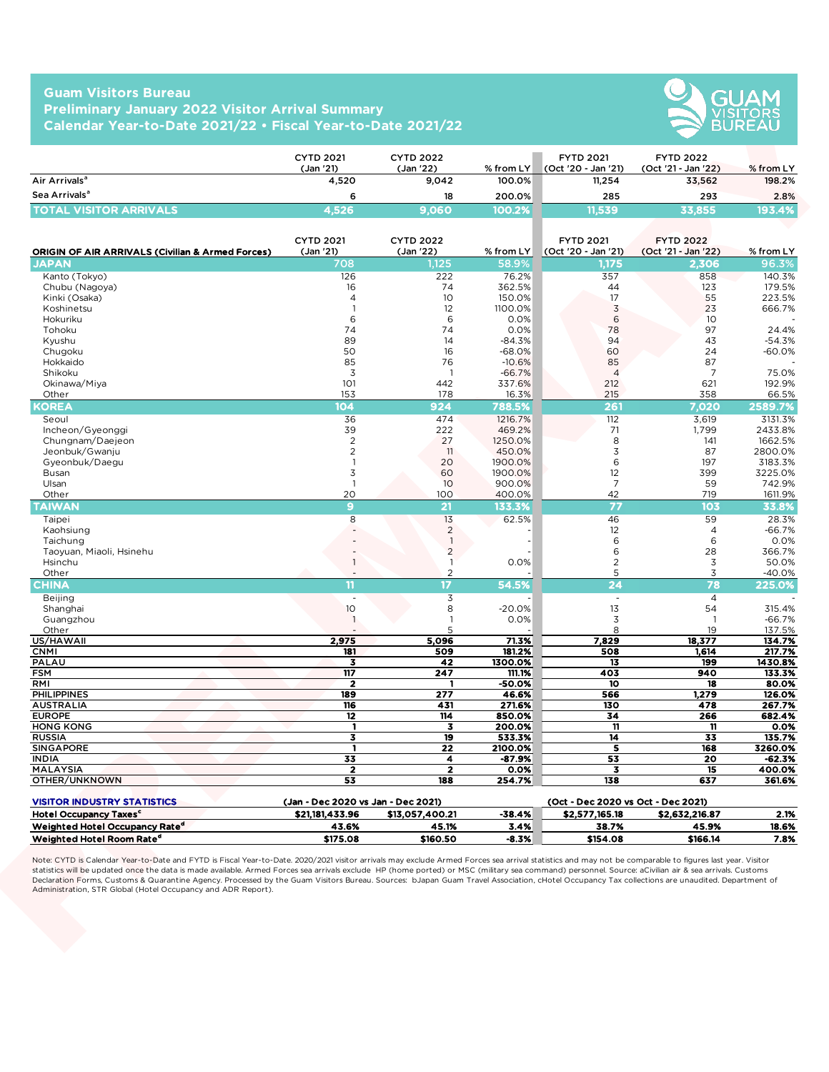# Guam Visitors Bureau
## Preliminary January 2022 Visitor Arrival Summary
## Calendar Year-to-Date 2021/22 • Fiscal Year-to-Date 2021/22

| | CYTD 2021 (Jan '21) | CYTD 2022 (Jan '22) | % from LY | FYTD 2021 (Oct '20 - Jan '21) | FYTD 2022 (Oct '21 - Jan '22) | % from LY |
|---|---|---|---|---|---|---|
| Air Arrivals[a] | 4,520 | 9,042 | 100.0% | 11,254 | 33,562 | 198.2% |
| Sea Arrivals[a] | 6 | 18 | 200.0% | 285 | 293 | 2.8% |
| **TOTAL VISITOR ARRIVALS** | **4,526** | **9,060** | **100.2%** | **11,539** | **33,855** | **193.4%** |

| ORIGIN OF AIR ARRIVALS (Civilian & Armed Forces) | CYTD 2021 (Jan '21) | CYTD 2022 (Jan '22) | % from LY | FYTD 2021 (Oct '20 - Jan '21) | FYTD 2022 (Oct '21 - Jan '22) | % from LY |
|---|---|---|---|---|---|---|
| **JAPAN** | **708** | **1,125** | **58.9%** | **1,175** | **2,306** | **96.3%** |
| Kanto (Tokyo) | 126 | 222 | 76.2% | 357 | 858 | 140.3% |
| Chubu (Nagoya) | 16 | 74 | 362.5% | 44 | 123 | 179.5% |
| Kinki (Osaka) | 4 | 10 | 150.0% | 17 | 55 | 223.5% |
| Koshinetsu | 1 | 12 | 1100.0% | 3 | 23 | 666.7% |
| Hokuriku | 6 | 6 | 0.0% | 6 | 10 | - |
| Tohoku | 74 | 74 | 0.0% | 78 | 97 | 24.4% |
| Kyushu | 89 | 14 | -84.3% | 94 | 43 | -54.3% |
| Chugoku | 50 | 16 | -68.0% | 60 | 24 | -60.0% |
| Hokkaido | 85 | 76 | -10.6% | 85 | 87 | - |
| Shikoku | 3 | 1 | -66.7% | 4 | 7 | 75.0% |
| Okinawa/Miya | 101 | 442 | 337.6% | 212 | 621 | 192.9% |
| Other | 153 | 178 | 16.3% | 215 | 358 | 66.5% |
| **KOREA** | **104** | **924** | **788.5%** | **261** | **7,020** | **2589.7%** |
| Seoul | 36 | 474 | 1216.7% | 112 | 3,619 | 3131.3% |
| Incheon/Gyeonggi | 39 | 222 | 469.2% | 71 | 1,799 | 2433.8% |
| Chungnam/Daejeon | 2 | 27 | 1250.0% | 8 | 141 | 1662.5% |
| Jeonbuk/Gwanju | 2 | 11 | 450.0% | 3 | 87 | 2800.0% |
| Gyeonbuk/Daegu | 1 | 20 | 1900.0% | 6 | 197 | 3183.3% |
| Busan | 3 | 60 | 1900.0% | 12 | 399 | 3225.0% |
| Ulsan | 1 | 10 | 900.0% | 7 | 59 | 742.9% |
| Other | 20 | 100 | 400.0% | 42 | 719 | 1611.9% |
| **TAIWAN** | **9** | **21** | **133.3%** | **77** | **103** | **33.8%** |
| Taipei | 8 | 13 | 62.5% | 46 | 59 | 28.3% |
| Kaohsiung | - | 2 | - | 12 | 4 | -66.7% |
| Taichung | - | 1 | - | 6 | 6 | 0.0% |
| Taoyuan, Miaoli, Hsinehu | - | 2 | - | 6 | 28 | 366.7% |
| Hsinchu | 1 | 1 | 0.0% | 2 | 3 | 50.0% |
| Other | - | 2 | - | 5 | 3 | -40.0% |
| **CHINA** | **11** | **17** | **54.5%** | **24** | **78** | **225.0%** |
| Beijing | - | 3 | - | - | 4 | - |
| Shanghai | 10 | 8 | -20.0% | 13 | 54 | 315.4% |
| Guangzhou | 1 | 1 | 0.0% | 3 | 1 | -66.7% |
| Other | - | 5 | - | 8 | 19 | 137.5% |
| **US/HAWAII** | **2,975** | **5,096** | **71.3%** | **7,829** | **18,377** | **134.7%** |
| **CNMI** | **181** | **509** | **181.2%** | **508** | **1,614** | **217.7%** |
| **PALAU** | **3** | **42** | **1300.0%** | **13** | **199** | **1430.8%** |
| **FSM** | **117** | **247** | **111.1%** | **403** | **940** | **133.3%** |
| **RMI** | **2** | **1** | **-50.0%** | **10** | **18** | **80.0%** |
| **PHILIPPINES** | **189** | **277** | **46.6%** | **566** | **1,279** | **126.0%** |
| **AUSTRALIA** | **116** | **431** | **271.6%** | **130** | **478** | **267.7%** |
| **EUROPE** | **12** | **114** | **850.0%** | **34** | **266** | **682.4%** |
| **HONG KONG** | **1** | **3** | **200.0%** | **11** | **11** | **0.0%** |
| **RUSSIA** | **3** | **19** | **533.3%** | **14** | **33** | **135.7%** |
| **SINGAPORE** | **1** | **22** | **2100.0%** | **5** | **168** | **3260.0%** |
| **INDIA** | **33** | **4** | **-87.9%** | **53** | **20** | **-62.3%** |
| **MALAYSIA** | **2** | **2** | **0.0%** | **3** | **15** | **400.0%** |
| **OTHER/UNKNOWN** | **53** | **188** | **254.7%** | **138** | **637** | **361.6%** |

| VISITOR INDUSTRY STATISTICS | (Jan - Dec 2020 vs Jan - Dec 2021) | | | (Oct - Dec 2020 vs Oct - Dec 2021) | | |
|---|---|---|---|---|---|---|
| **Hotel Occupancy Taxes[c]** | **$21,181,433.96** | **$13,057,400.21** | **-38.4%** | **$2,577,165.18** | **$2,632,216.87** | **2.1%** |
| **Weighted Hotel Occupancy Rate[d]** | **43.6%** | **45.1%** | **3.4%** | **38.7%** | **45.9%** | **18.6%** |
| **Weighted Hotel Room Rate[d]** | **$175.08** | **$160.50** | **-8.3%** | **$154.08** | **$166.14** | **7.8%** |

Note: CYTD is Calendar Year-to-Date and FYTD is Fiscal Year-to-Date. 2020/2021 visitor arrivals may exclude Armed Forces sea arrival statistics and may not be comparable to figures last year. Visitor statistics will be updated once the data is made available. Armed Forces sea arrivals exclude HP (home ported) or MSC (military sea command) personnel. Source: aCivilian air & sea arrivals. Customs Declaration Forms, Customs & Quarantine Agency. Processed by the Guam Visitors Bureau. Sources: bJapan Guam Travel Association, cHotel Occupancy Tax collections are unaudited. Department of Administration, STR Global (Hotel Occupancy and ADR Report).